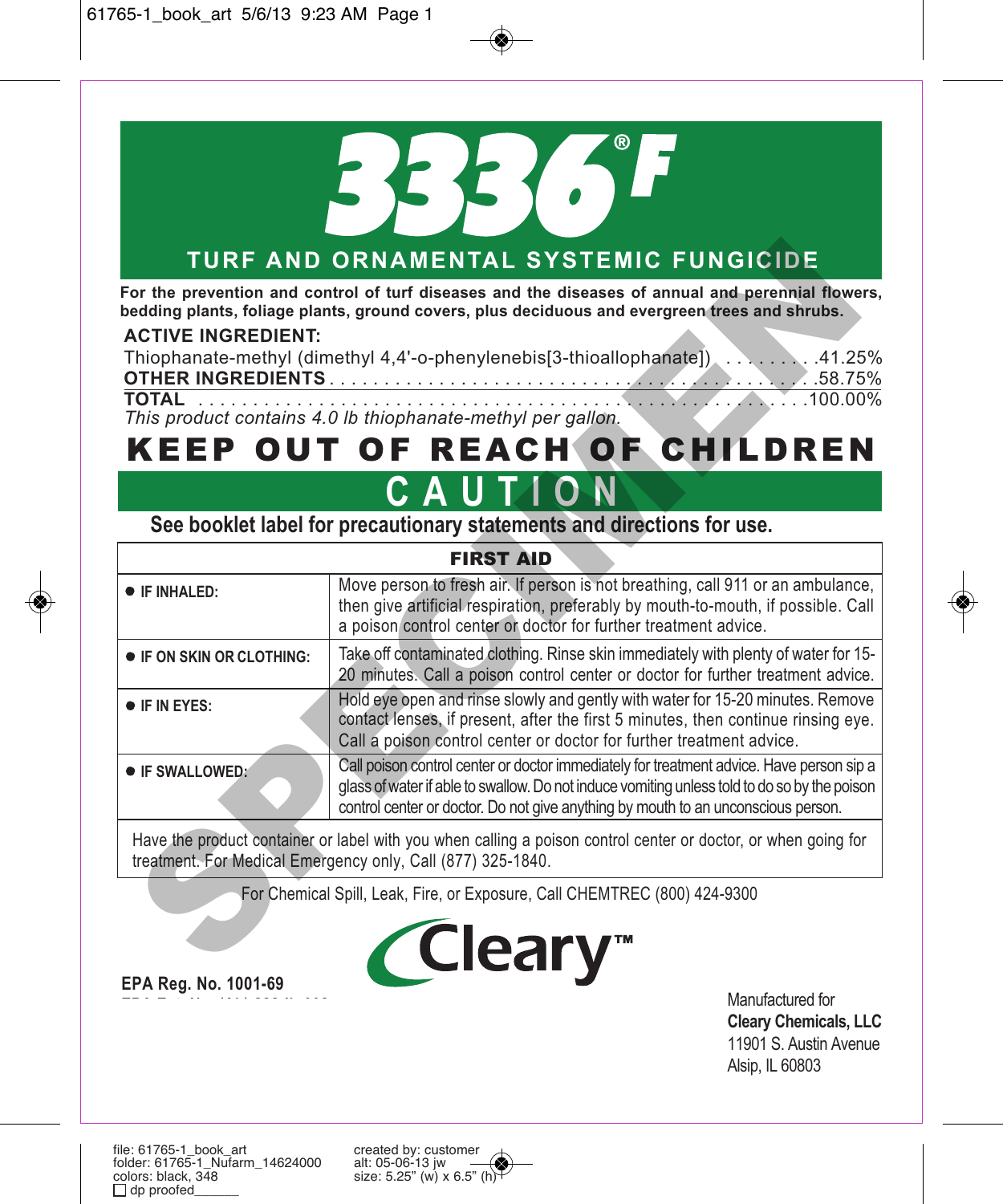# 3336® F

## TURF AND ORNAMENTAL SYSTEMIC FUNGICIDE

**For the prevention and control of turf diseases and the diseases of annual and perennial flowers, bedding plants, foliage plants, ground covers, plus deciduous and evergreen trees and shrubs.**

**ACTIVE INGREDIENT:**

Thiophanate-methyl (dimethyl 4,4'-o-phenylenebis[3-thioallophanate]) . . . . . . . . .41.25%
**OTHER INGREDIENTS** . . . . . . . . . . . . . . . . . . . . . . . . . . . . . . . . . . . . . . . . . . . . .58.75%
**TOTAL** . . . . . . . . . . . . . . . . . . . . . . . . . . . . . . . . . . . . . . . . . . . . . . . . . . . . . . .100.00%

*This product contains 4.0 lb thiophanate-methyl per gallon.*

# KEEP OUT OF REACH OF CHILDREN

# CAUTION

**See booklet label for precautionary statements and directions for use.**

| FIRST AID | |
|---|---|
| **IF INHALED:** | Move person to fresh air. If person is not breathing, call 911 or an ambulance, then give artificial respiration, preferably by mouth-to-mouth, if possible. Call a poison control center or doctor for further treatment advice. |
| **IF ON SKIN OR CLOTHING:** | Take off contaminated clothing. Rinse skin immediately with plenty of water for 15-20 minutes. Call a poison control center or doctor for further treatment advice. |
| **IF IN EYES:** | Hold eye open and rinse slowly and gently with water for 15-20 minutes. Remove contact lenses, if present, after the first 5 minutes, then continue rinsing eye. Call a poison control center or doctor for further treatment advice. |
| **IF SWALLOWED:** | Call poison control center or doctor immediately for treatment advice. Have person sip a glass of water if able to swallow. Do not induce vomiting unless told to do so by the poison control center or doctor. Do not give anything by mouth to an unconscious person. |
| Have the product container or label with you when calling a poison control center or doctor, or when going for treatment. For Medical Emergency only, Call (877) 325-1840. | |

For Chemical Spill, Leak, Fire, or Exposure, Call CHEMTREC (800) 424-9300

Cleary™

**EPA Reg. No. 1001-69**

Manufactured for
**Cleary Chemicals, LLC**
11901 S. Austin Avenue
Alsip, IL 60803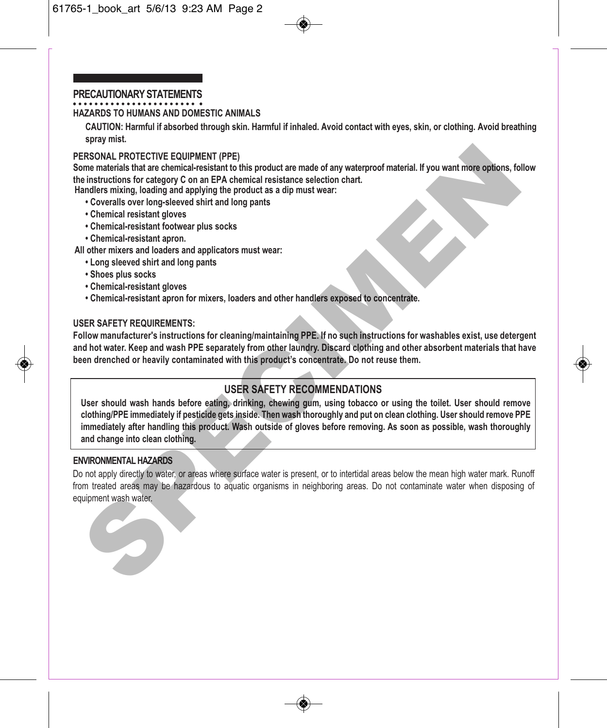## PRECAUTIONARY STATEMENTS

### HAZARDS TO HUMANS AND DOMESTIC ANIMALS

**CAUTION: Harmful if absorbed through skin. Harmful if inhaled. Avoid contact with eyes, skin, or clothing. Avoid breathing spray mist.**

### PERSONAL PROTECTIVE EQUIPMENT (PPE)

**Some materials that are chemical-resistant to this product are made of any waterproof material. If you want more options, follow the instructions for category C on an EPA chemical resistance selection chart.**

**Handlers mixing, loading and applying the product as a dip must wear:**

- **Coveralls over long-sleeved shirt and long pants**
- **Chemical resistant gloves**
- **Chemical-resistant footwear plus socks**
- **Chemical-resistant apron.**

**All other mixers and loaders and applicators must wear:**

- **Long sleeved shirt and long pants**
- **Shoes plus socks**
- **Chemical-resistant gloves**
- **Chemical-resistant apron for mixers, loaders and other handlers exposed to concentrate.**

### USER SAFETY REQUIREMENTS:

**Follow manufacturer's instructions for cleaning/maintaining PPE. If no such instructions for washables exist, use detergent and hot water. Keep and wash PPE separately from other laundry. Discard clothing and other absorbent materials that have been drenched or heavily contaminated with this product's concentrate. Do not reuse them.**

### USER SAFETY RECOMMENDATIONS

**User should wash hands before eating, drinking, chewing gum, using tobacco or using the toilet. User should remove clothing/PPE immediately if pesticide gets inside. Then wash thoroughly and put on clean clothing. User should remove PPE immediately after handling this product. Wash outside of gloves before removing. As soon as possible, wash thoroughly and change into clean clothing.**

### ENVIRONMENTAL HAZARDS

Do not apply directly to water, or areas where surface water is present, or to intertidal areas below the mean high water mark. Runoff from treated areas may be hazardous to aquatic organisms in neighboring areas. Do not contaminate water when disposing of equipment wash water.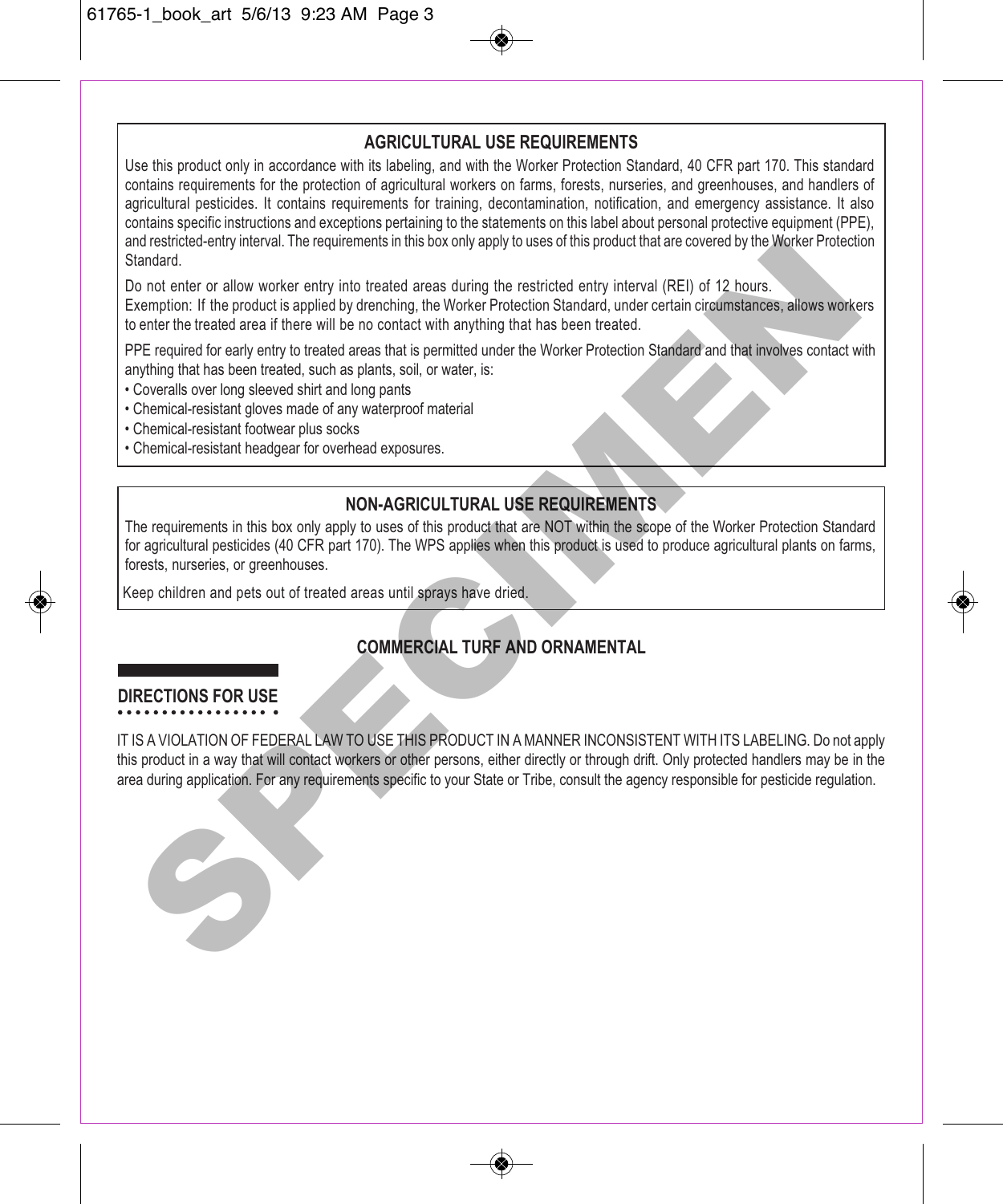## AGRICULTURAL USE REQUIREMENTS

Use this product only in accordance with its labeling, and with the Worker Protection Standard, 40 CFR part 170. This standard contains requirements for the protection of agricultural workers on farms, forests, nurseries, and greenhouses, and handlers of agricultural pesticides. It contains requirements for training, decontamination, notification, and emergency assistance. It also contains specific instructions and exceptions pertaining to the statements on this label about personal protective equipment (PPE), and restricted-entry interval. The requirements in this box only apply to uses of this product that are covered by the Worker Protection Standard.

Do not enter or allow worker entry into treated areas during the restricted entry interval (REI) of 12 hours.
Exemption: If the product is applied by drenching, the Worker Protection Standard, under certain circumstances, allows workers to enter the treated area if there will be no contact with anything that has been treated.

PPE required for early entry to treated areas that is permitted under the Worker Protection Standard and that involves contact with anything that has been treated, such as plants, soil, or water, is:

- Coveralls over long sleeved shirt and long pants
- Chemical-resistant gloves made of any waterproof material
- Chemical-resistant footwear plus socks
- Chemical-resistant headgear for overhead exposures.

## NON-AGRICULTURAL USE REQUIREMENTS

The requirements in this box only apply to uses of this product that are NOT within the scope of the Worker Protection Standard for agricultural pesticides (40 CFR part 170). The WPS applies when this product is used to produce agricultural plants on farms, forests, nurseries, or greenhouses.

Keep children and pets out of treated areas until sprays have dried.

## COMMERCIAL TURF AND ORNAMENTAL

## DIRECTIONS FOR USE

IT IS A VIOLATION OF FEDERAL LAW TO USE THIS PRODUCT IN A MANNER INCONSISTENT WITH ITS LABELING. Do not apply this product in a way that will contact workers or other persons, either directly or through drift. Only protected handlers may be in the area during application. For any requirements specific to your State or Tribe, consult the agency responsible for pesticide regulation.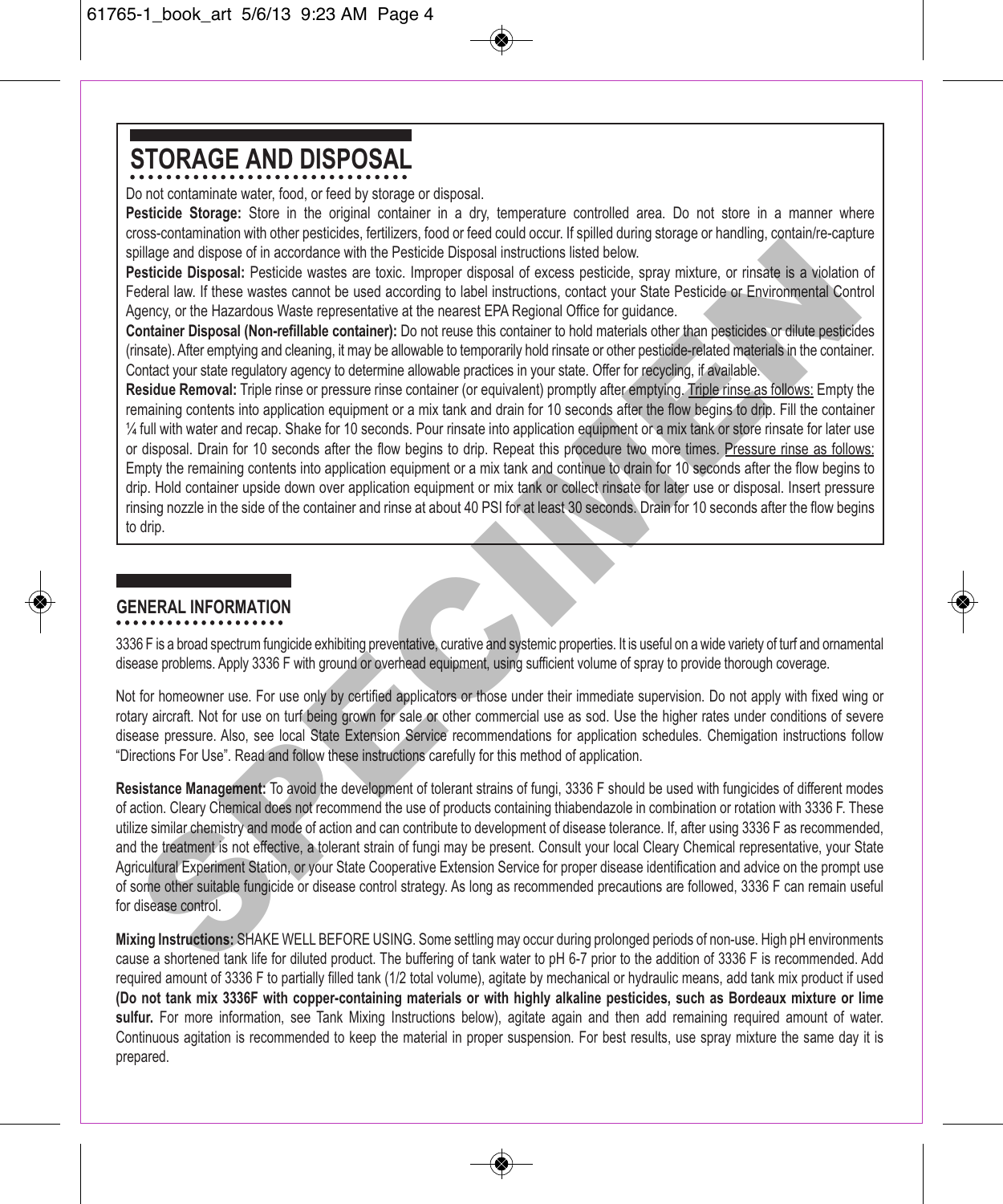## STORAGE AND DISPOSAL

Do not contaminate water, food, or feed by storage or disposal.

**Pesticide Storage:** Store in the original container in a dry, temperature controlled area. Do not store in a manner where cross-contamination with other pesticides, fertilizers, food or feed could occur. If spilled during storage or handling, contain/re-capture spillage and dispose of in accordance with the Pesticide Disposal instructions listed below.

**Pesticide Disposal:** Pesticide wastes are toxic. Improper disposal of excess pesticide, spray mixture, or rinsate is a violation of Federal law. If these wastes cannot be used according to label instructions, contact your State Pesticide or Environmental Control Agency, or the Hazardous Waste representative at the nearest EPA Regional Office for guidance.

**Container Disposal (Non-refillable container):** Do not reuse this container to hold materials other than pesticides or dilute pesticides (rinsate). After emptying and cleaning, it may be allowable to temporarily hold rinsate or other pesticide-related materials in the container. Contact your state regulatory agency to determine allowable practices in your state. Offer for recycling, if available.

**Residue Removal:** Triple rinse or pressure rinse container (or equivalent) promptly after emptying. Triple rinse as follows: Empty the remaining contents into application equipment or a mix tank and drain for 10 seconds after the flow begins to drip. Fill the container ¼ full with water and recap. Shake for 10 seconds. Pour rinsate into application equipment or a mix tank or store rinsate for later use or disposal. Drain for 10 seconds after the flow begins to drip. Repeat this procedure two more times. Pressure rinse as follows: Empty the remaining contents into application equipment or a mix tank and continue to drain for 10 seconds after the flow begins to drip. Hold container upside down over application equipment or mix tank or collect rinsate for later use or disposal. Insert pressure rinsing nozzle in the side of the container and rinse at about 40 PSI for at least 30 seconds. Drain for 10 seconds after the flow begins to drip.

## GENERAL INFORMATION

3336 F is a broad spectrum fungicide exhibiting preventative, curative and systemic properties. It is useful on a wide variety of turf and ornamental disease problems. Apply 3336 F with ground or overhead equipment, using sufficient volume of spray to provide thorough coverage.

Not for homeowner use. For use only by certified applicators or those under their immediate supervision. Do not apply with fixed wing or rotary aircraft. Not for use on turf being grown for sale or other commercial use as sod. Use the higher rates under conditions of severe disease pressure. Also, see local State Extension Service recommendations for application schedules. Chemigation instructions follow "Directions For Use". Read and follow these instructions carefully for this method of application.

**Resistance Management:** To avoid the development of tolerant strains of fungi, 3336 F should be used with fungicides of different modes of action. Cleary Chemical does not recommend the use of products containing thiabendazole in combination or rotation with 3336 F. These utilize similar chemistry and mode of action and can contribute to development of disease tolerance. If, after using 3336 F as recommended, and the treatment is not effective, a tolerant strain of fungi may be present. Consult your local Cleary Chemical representative, your State Agricultural Experiment Station, or your State Cooperative Extension Service for proper disease identification and advice on the prompt use of some other suitable fungicide or disease control strategy. As long as recommended precautions are followed, 3336 F can remain useful for disease control.

**Mixing Instructions:** SHAKE WELL BEFORE USING. Some settling may occur during prolonged periods of non-use. High pH environments cause a shortened tank life for diluted product. The buffering of tank water to pH 6-7 prior to the addition of 3336 F is recommended. Add required amount of 3336 F to partially filled tank (1/2 total volume), agitate by mechanical or hydraulic means, add tank mix product if used **(Do not tank mix 3336F with copper-containing materials or with highly alkaline pesticides, such as Bordeaux mixture or lime sulfur.** For more information, see Tank Mixing Instructions below), agitate again and then add remaining required amount of water. Continuous agitation is recommended to keep the material in proper suspension. For best results, use spray mixture the same day it is prepared.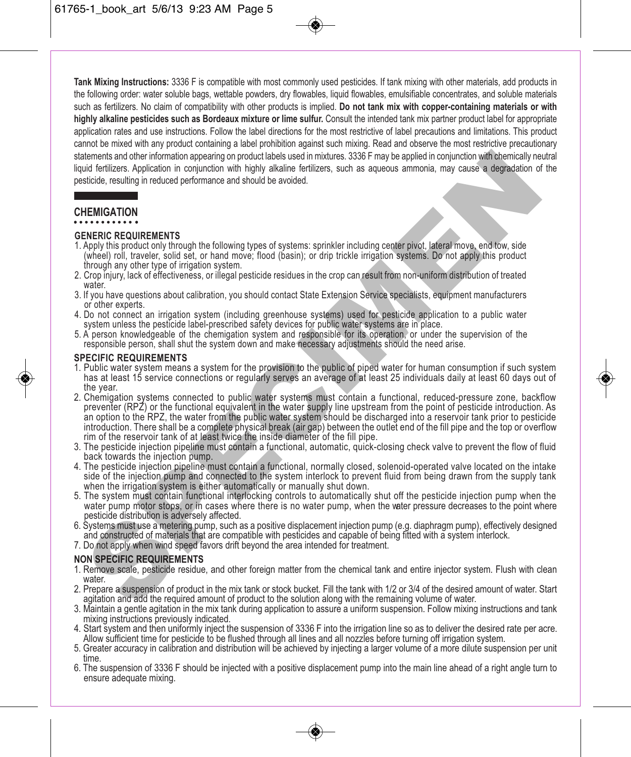**Tank Mixing Instructions:** 3336 F is compatible with most commonly used pesticides. If tank mixing with other materials, add products in the following order: water soluble bags, wettable powders, dry flowables, liquid flowables, emulsifiable concentrates, and soluble materials such as fertilizers. No claim of compatibility with other products is implied. **Do not tank mix with copper-containing materials or with highly alkaline pesticides such as Bordeaux mixture or lime sulfur.** Consult the intended tank mix partner product label for appropriate application rates and use instructions. Follow the label directions for the most restrictive of label precautions and limitations. This product cannot be mixed with any product containing a label prohibition against such mixing. Read and observe the most restrictive precautionary statements and other information appearing on product labels used in mixtures. 3336 F may be applied in conjunction with chemically neutral liquid fertilizers. Application in conjunction with highly alkaline fertilizers, such as aqueous ammonia, may cause a degradation of the pesticide, resulting in reduced performance and should be avoided.

## CHEMIGATION

### GENERIC REQUIREMENTS

1. Apply this product only through the following types of systems: sprinkler including center pivot, lateral move, end tow, side (wheel) roll, traveler, solid set, or hand move; flood (basin); or drip trickle irrigation systems. Do not apply this product through any other type of irrigation system.
2. Crop injury, lack of effectiveness, or illegal pesticide residues in the crop can result from non-uniform distribution of treated water.
3. If you have questions about calibration, you should contact State Extension Service specialists, equipment manufacturers or other experts.
4. Do not connect an irrigation system (including greenhouse systems) used for pesticide application to a public water system unless the pesticide label-prescribed safety devices for public water systems are in place.
5. A person knowledgeable of the chemigation system and responsible for its operation, or under the supervision of the responsible person, shall shut the system down and make necessary adjustments should the need arise.

### SPECIFIC REQUIREMENTS

1. Public water system means a system for the provision to the public of piped water for human consumption if such system has at least 15 service connections or regularly serves an average of at least 25 individuals daily at least 60 days out of the year.
2. Chemigation systems connected to public water systems must contain a functional, reduced-pressure zone, backflow preventer (RPZ) or the functional equivalent in the water supply line upstream from the point of pesticide introduction. As an option to the RPZ, the water from the public water system should be discharged into a reservoir tank prior to pesticide introduction. There shall be a complete physical break (air gap) between the outlet end of the fill pipe and the top or overflow rim of the reservoir tank of at least twice the inside diameter of the fill pipe.
3. The pesticide injection pipeline must contain a functional, automatic, quick-closing check valve to prevent the flow of fluid back towards the injection pump.
4. The pesticide injection pipeline must contain a functional, normally closed, solenoid-operated valve located on the intake side of the injection pump and connected to the system interlock to prevent fluid from being drawn from the supply tank when the irrigation system is either automatically or manually shut down.
5. The system must contain functional interlocking controls to automatically shut off the pesticide injection pump when the water pump motor stops, or in cases where there is no water pump, when the water pressure decreases to the point where pesticide distribution is adversely affected.
6. Systems must use a metering pump, such as a positive displacement injection pump (e.g. diaphragm pump), effectively designed and constructed of materials that are compatible with pesticides and capable of being fitted with a system interlock.
7. Do not apply when wind speed favors drift beyond the area intended for treatment.

### NON SPECIFIC REQUIREMENTS

1. Remove scale, pesticide residue, and other foreign matter from the chemical tank and entire injector system. Flush with clean water.
2. Prepare a suspension of product in the mix tank or stock bucket. Fill the tank with 1/2 or 3/4 of the desired amount of water. Start agitation and add the required amount of product to the solution along with the remaining volume of water.
3. Maintain a gentle agitation in the mix tank during application to assure a uniform suspension. Follow mixing instructions and tank mixing instructions previously indicated.
4. Start system and then uniformly inject the suspension of 3336 F into the irrigation line so as to deliver the desired rate per acre. Allow sufficient time for pesticide to be flushed through all lines and all nozzles before turning off irrigation system.
5. Greater accuracy in calibration and distribution will be achieved by injecting a larger volume of a more dilute suspension per unit time.
6. The suspension of 3336 F should be injected with a positive displacement pump into the main line ahead of a right angle turn to ensure adequate mixing.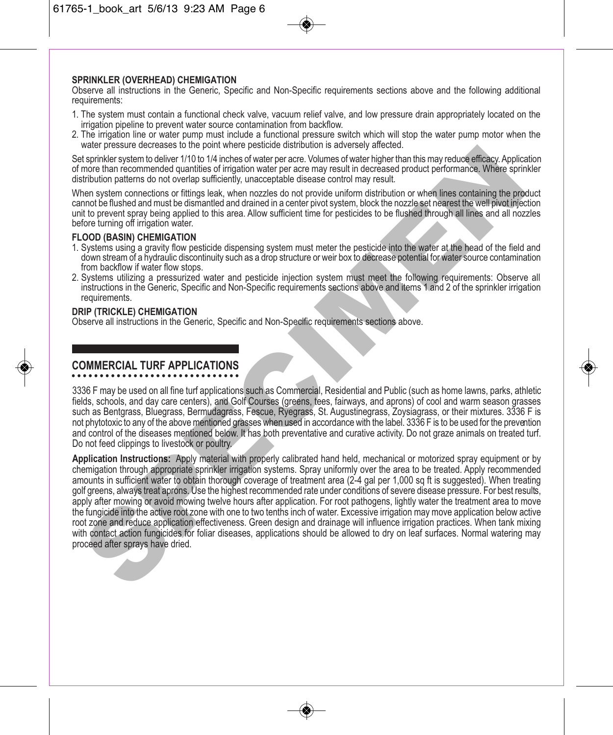### SPRINKLER (OVERHEAD) CHEMIGATION

Observe all instructions in the Generic, Specific and Non-Specific requirements sections above and the following additional requirements:

1. The system must contain a functional check valve, vacuum relief valve, and low pressure drain appropriately located on the irrigation pipeline to prevent water source contamination from backflow.
2. The irrigation line or water pump must include a functional pressure switch which will stop the water pump motor when the water pressure decreases to the point where pesticide distribution is adversely affected.

Set sprinkler system to deliver 1/10 to 1/4 inches of water per acre. Volumes of water higher than this may reduce efficacy. Application of more than recommended quantities of irrigation water per acre may result in decreased product performance. Where sprinkler distribution patterns do not overlap sufficiently, unacceptable disease control may result.

When system connections or fittings leak, when nozzles do not provide uniform distribution or when lines containing the product cannot be flushed and must be dismantled and drained in a center pivot system, block the nozzle set nearest the well pivot injection unit to prevent spray being applied to this area. Allow sufficient time for pesticides to be flushed through all lines and all nozzles before turning off irrigation water.

### FLOOD (BASIN) CHEMIGATION

1. Systems using a gravity flow pesticide dispensing system must meter the pesticide into the water at the head of the field and down stream of a hydraulic discontinuity such as a drop structure or weir box to decrease potential for water source contamination from backflow if water flow stops.
2. Systems utilizing a pressurized water and pesticide injection system must meet the following requirements: Observe all instructions in the Generic, Specific and Non-Specific requirements sections above and items 1 and 2 of the sprinkler irrigation requirements.

### DRIP (TRICKLE) CHEMIGATION

Observe all instructions in the Generic, Specific and Non-Specific requirements sections above.

## COMMERCIAL TURF APPLICATIONS

3336 F may be used on all fine turf applications such as Commercial, Residential and Public (such as home lawns, parks, athletic fields, schools, and day care centers), and Golf Courses (greens, tees, fairways, and aprons) of cool and warm season grasses such as Bentgrass, Bluegrass, Bermudagrass, Fescue, Ryegrass, St. Augustinegrass, Zoysiagrass, or their mixtures. 3336 F is not phytotoxic to any of the above mentioned grasses when used in accordance with the label. 3336 F is to be used for the prevention and control of the diseases mentioned below. It has both preventative and curative activity. Do not graze animals on treated turf. Do not feed clippings to livestock or poultry.

**Application Instructions:** Apply material with properly calibrated hand held, mechanical or motorized spray equipment or by chemigation through appropriate sprinkler irrigation systems. Spray uniformly over the area to be treated. Apply recommended amounts in sufficient water to obtain thorough coverage of treatment area (2-4 gal per 1,000 sq ft is suggested). When treating golf greens, always treat aprons. Use the highest recommended rate under conditions of severe disease pressure. For best results, apply after mowing or avoid mowing twelve hours after application. For root pathogens, lightly water the treatment area to move the fungicide into the active root zone with one to two tenths inch of water. Excessive irrigation may move application below active root zone and reduce application effectiveness. Green design and drainage will influence irrigation practices. When tank mixing with contact action fungicides for foliar diseases, applications should be allowed to dry on leaf surfaces. Normal watering may proceed after sprays have dried.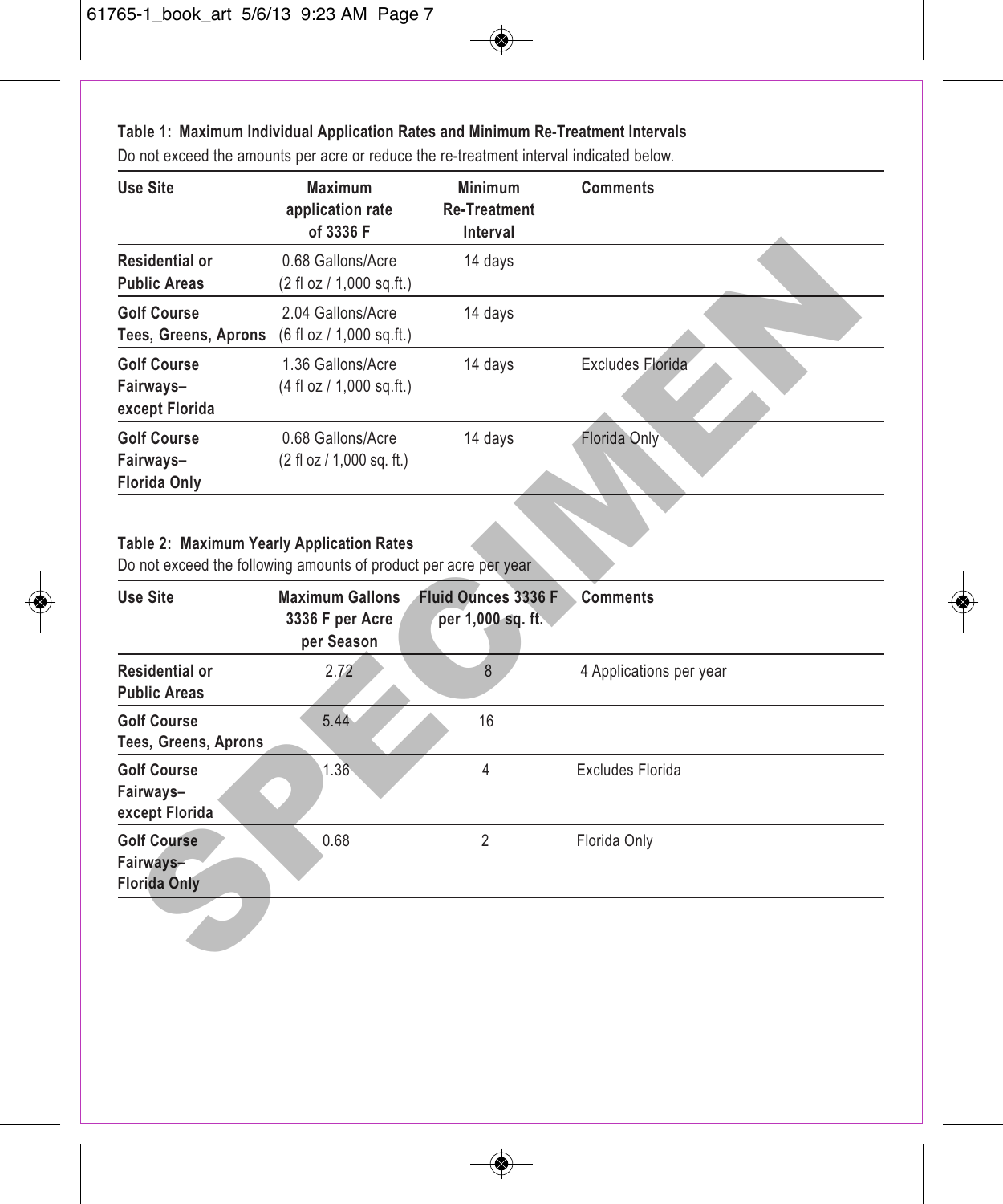**Table 1: Maximum Individual Application Rates and Minimum Re-Treatment Intervals**

Do not exceed the amounts per acre or reduce the re-treatment interval indicated below.

| Use Site | Maximum application rate of 3336 F | Minimum Re-Treatment Interval | Comments |
|---|---|---|---|
| **Residential or Public Areas** | 0.68 Gallons/Acre (2 fl oz / 1,000 sq.ft.) | 14 days | |
| **Golf Course Tees, Greens, Aprons** | 2.04 Gallons/Acre (6 fl oz / 1,000 sq.ft.) | 14 days | |
| **Golf Course Fairways– except Florida** | 1.36 Gallons/Acre (4 fl oz / 1,000 sq.ft.) | 14 days | Excludes Florida |
| **Golf Course Fairways– Florida Only** | 0.68 Gallons/Acre (2 fl oz / 1,000 sq. ft.) | 14 days | Florida Only |

**Table 2: Maximum Yearly Application Rates**

Do not exceed the following amounts of product per acre per year

| Use Site | Maximum Gallons 3336 F per Acre per Season | Fluid Ounces 3336 F per 1,000 sq. ft. | Comments |
|---|---|---|---|
| **Residential or Public Areas** | 2.72 | 8 | 4 Applications per year |
| **Golf Course Tees, Greens, Aprons** | 5.44 | 16 | |
| **Golf Course Fairways– except Florida** | 1.36 | 4 | Excludes Florida |
| **Golf Course Fairways– Florida Only** | 0.68 | 2 | Florida Only |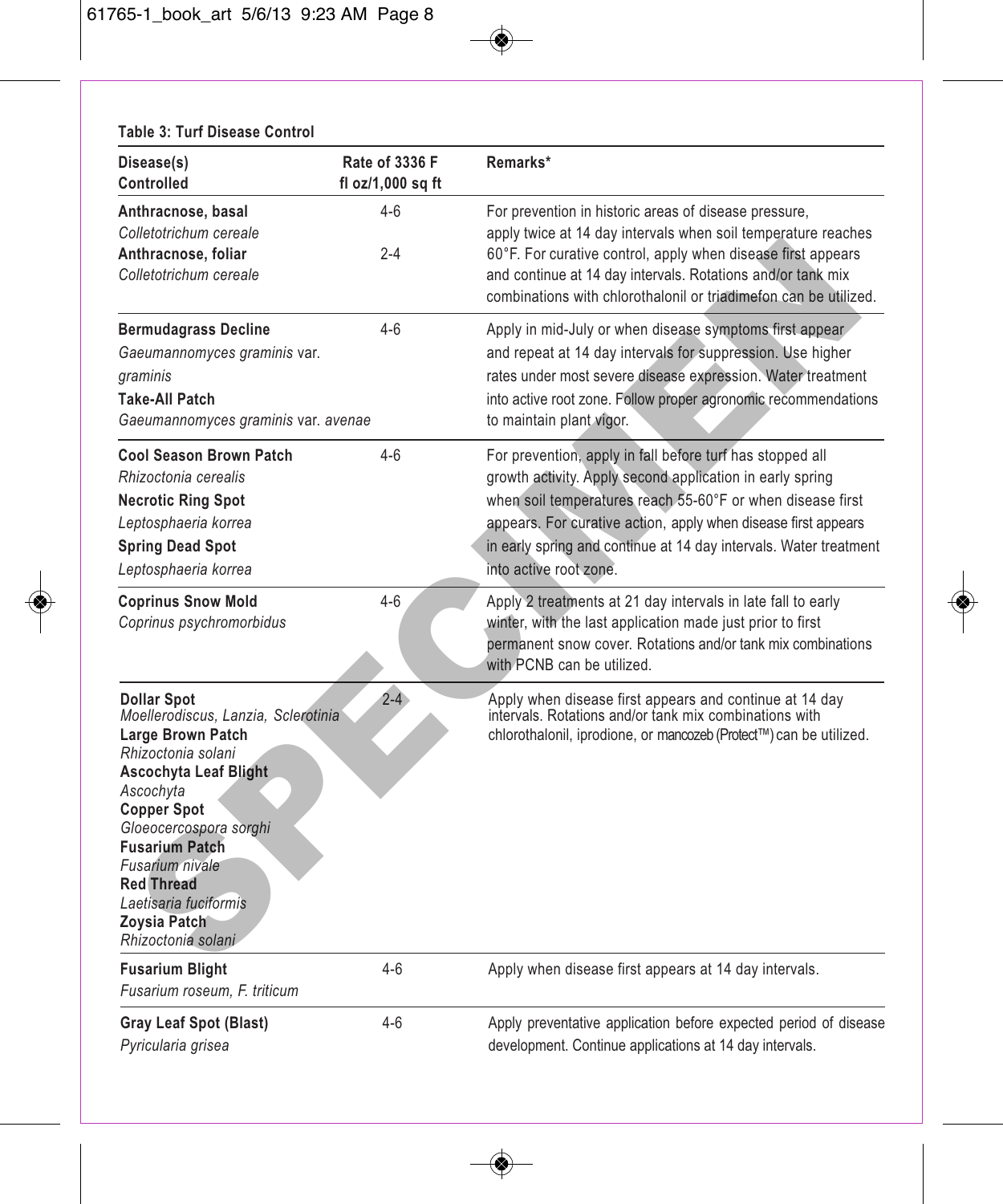**Table 3: Turf Disease Control**

| Disease(s) Controlled | Rate of 3336 F fl oz/1,000 sq ft | Remarks* |
|---|---|---|
| **Anthracnose, basal** *Colletotrichum cereale* <br> **Anthracnose, foliar** *Colletotrichum cereale* | 4-6 <br> 2-4 | For prevention in historic areas of disease pressure, apply twice at 14 day intervals when soil temperature reaches 60°F. For curative control, apply when disease first appears and continue at 14 day intervals. Rotations and/or tank mix combinations with chlorothalonil or triadimefon can be utilized. |
| **Bermudagrass Decline** *Gaeumannomyces graminis* var. *graminis* <br> **Take-All Patch** *Gaeumannomyces graminis* var. *avenae* | 4-6 | Apply in mid-July or when disease symptoms first appear and repeat at 14 day intervals for suppression. Use higher rates under most severe disease expression. Water treatment into active root zone. Follow proper agronomic recommendations to maintain plant vigor. |
| **Cool Season Brown Patch** *Rhizoctonia cerealis* <br> **Necrotic Ring Spot** *Leptosphaeria korrea* <br> **Spring Dead Spot** *Leptosphaeria korrea* | 4-6 | For prevention, apply in fall before turf has stopped all growth activity. Apply second application in early spring when soil temperatures reach 55-60°F or when disease first appears. For curative action, apply when disease first appears in early spring and continue at 14 day intervals. Water treatment into active root zone. |
| **Coprinus Snow Mold** *Coprinus psychromorbidus* | 4-6 | Apply 2 treatments at 21 day intervals in late fall to early winter, with the last application made just prior to first permanent snow cover. Rotations and/or tank mix combinations with PCNB can be utilized. |
| **Dollar Spot** *Moellerodiscus, Lanzia, Sclerotinia* <br> **Large Brown Patch** *Rhizoctonia solani* <br> **Ascochyta Leaf Blight** *Ascochyta* <br> **Copper Spot** *Gloeocercospora sorghi* <br> **Fusarium Patch** *Fusarium nivale* <br> **Red Thread** *Laetisaria fuciformis* <br> **Zoysia Patch** *Rhizoctonia solani* | 2-4 | Apply when disease first appears and continue at 14 day intervals. Rotations and/or tank mix combinations with chlorothalonil, iprodione, or mancozeb (Protect™) can be utilized. |
| **Fusarium Blight** *Fusarium roseum, F. triticum* | 4-6 | Apply when disease first appears at 14 day intervals. |
| **Gray Leaf Spot (Blast)** *Pyricularia grisea* | 4-6 | Apply preventative application before expected period of disease development. Continue applications at 14 day intervals. |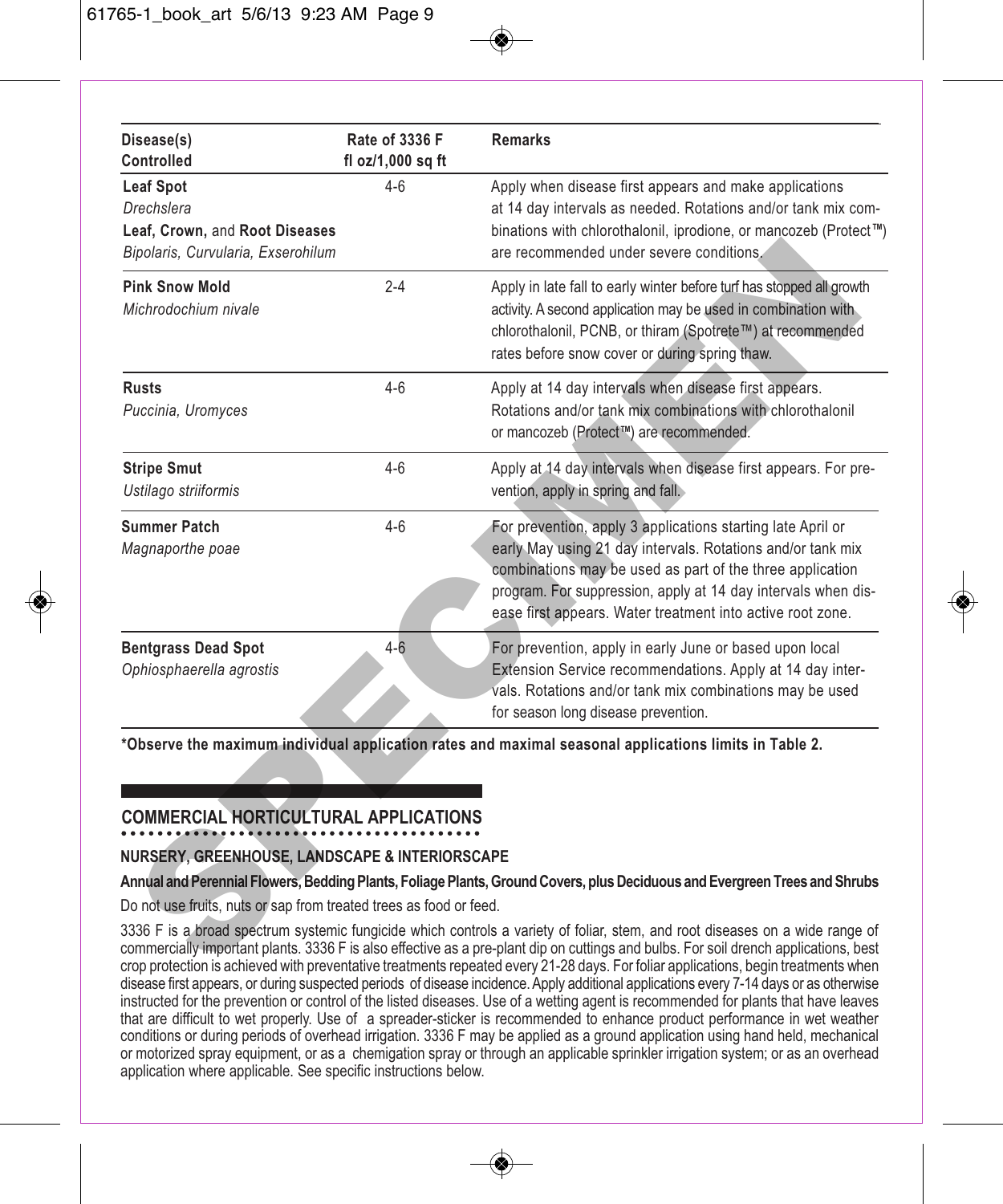| Disease(s) Controlled | Rate of 3336 F fl oz/1,000 sq ft | Remarks |
|---|---|---|
| **Leaf Spot**<br>*Drechslera*<br>**Leaf, Crown,** and **Root Diseases**<br>*Bipolaris, Curvularia, Exserohilum* | 4-6 | Apply when disease first appears and make applications at 14 day intervals as needed. Rotations and/or tank mix combinations with chlorothalonil, iprodione, or mancozeb (Protect™) are recommended under severe conditions. |
| **Pink Snow Mold**<br>*Michrodochium nivale* | 2-4 | Apply in late fall to early winter before turf has stopped all growth activity. A second application may be used in combination with chlorothalonil, PCNB, or thiram (Spotrete™) at recommended rates before snow cover or during spring thaw. |
| **Rusts**<br>*Puccinia, Uromyces* | 4-6 | Apply at 14 day intervals when disease first appears. Rotations and/or tank mix combinations with chlorothalonil or mancozeb (Protect™) are recommended. |
| **Stripe Smut**<br>*Ustilago striiformis* | 4-6 | Apply at 14 day intervals when disease first appears. For prevention, apply in spring and fall. |
| **Summer Patch**<br>*Magnaporthe poae* | 4-6 | For prevention, apply 3 applications starting late April or early May using 21 day intervals. Rotations and/or tank mix combinations may be used as part of the three application program. For suppression, apply at 14 day intervals when disease first appears. Water treatment into active root zone. |
| **Bentgrass Dead Spot**<br>*Ophiosphaerella agrostis* | 4-6 | For prevention, apply in early June or based upon local Extension Service recommendations. Apply at 14 day intervals. Rotations and/or tank mix combinations may be used for season long disease prevention. |

**\*Observe the maximum individual application rates and maximal seasonal applications limits in Table 2.**

## COMMERCIAL HORTICULTURAL APPLICATIONS

### NURSERY, GREENHOUSE, LANDSCAPE & INTERIORSCAPE

**Annual and Perennial Flowers, Bedding Plants, Foliage Plants, Ground Covers, plus Deciduous and Evergreen Trees and Shrubs**

Do not use fruits, nuts or sap from treated trees as food or feed.

3336 F is a broad spectrum systemic fungicide which controls a variety of foliar, stem, and root diseases on a wide range of commercially important plants. 3336 F is also effective as a pre-plant dip on cuttings and bulbs. For soil drench applications, best crop protection is achieved with preventative treatments repeated every 21-28 days. For foliar applications, begin treatments when disease first appears, or during suspected periods of disease incidence. Apply additional applications every 7-14 days or as otherwise instructed for the prevention or control of the listed diseases. Use of a wetting agent is recommended for plants that have leaves that are difficult to wet properly. Use of a spreader-sticker is recommended to enhance product performance in wet weather conditions or during periods of overhead irrigation. 3336 F may be applied as a ground application using hand held, mechanical or motorized spray equipment, or as a chemigation spray or through an applicable sprinkler irrigation system; or as an overhead application where applicable. See specific instructions below.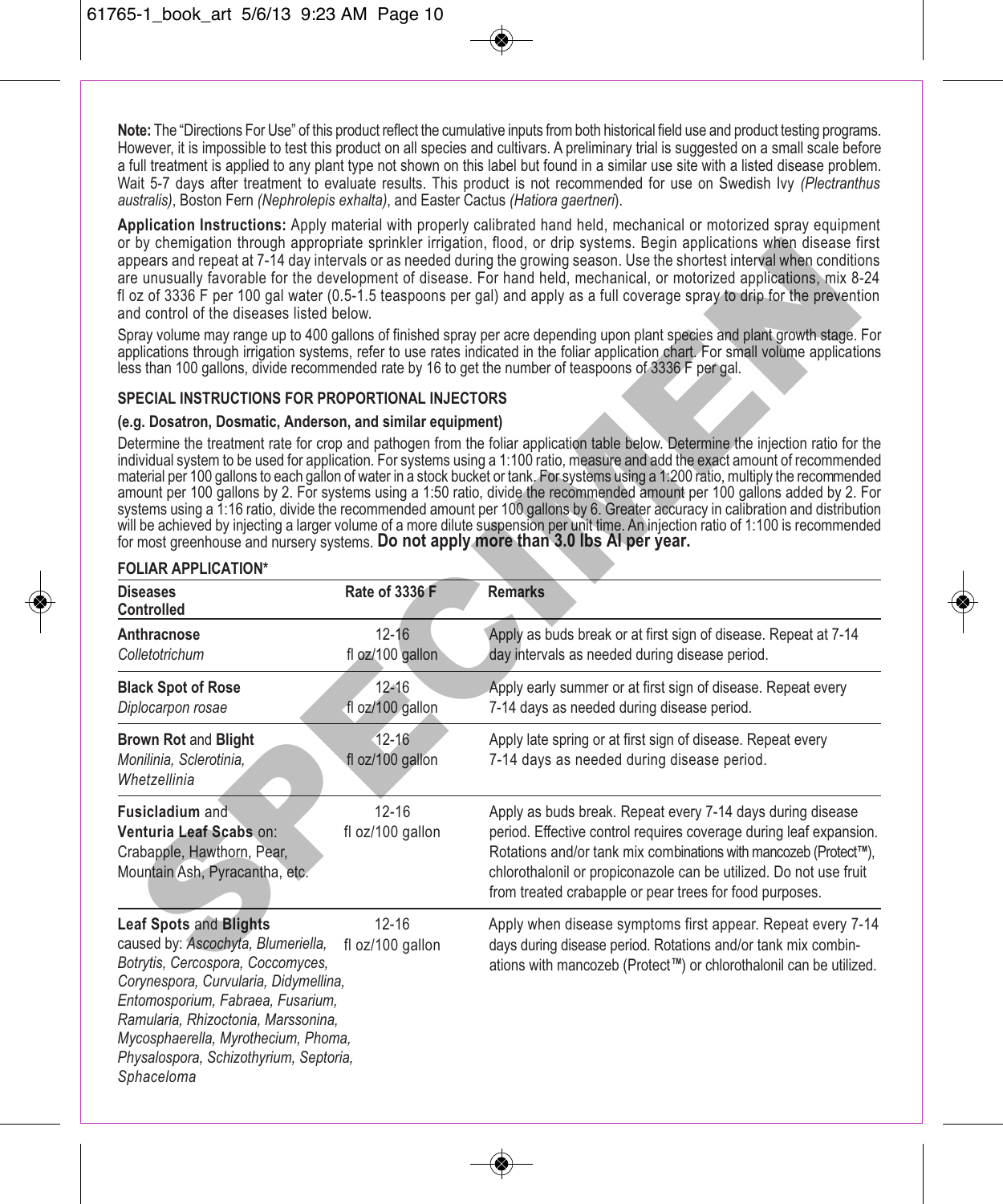**Note:** The "Directions For Use" of this product reflect the cumulative inputs from both historical field use and product testing programs. However, it is impossible to test this product on all species and cultivars. A preliminary trial is suggested on a small scale before a full treatment is applied to any plant type not shown on this label but found in a similar use site with a listed disease problem. Wait 5-7 days after treatment to evaluate results. This product is not recommended for use on Swedish Ivy *(Plectranthus australis)*, Boston Fern *(Nephrolepis exhalta)*, and Easter Cactus *(Hatiora gaertneri*).

**Application Instructions:** Apply material with properly calibrated hand held, mechanical or motorized spray equipment or by chemigation through appropriate sprinkler irrigation, flood, or drip systems. Begin applications when disease first appears and repeat at 7-14 day intervals or as needed during the growing season. Use the shortest interval when conditions are unusually favorable for the development of disease. For hand held, mechanical, or motorized applications, mix 8-24 fl oz of 3336 F per 100 gal water (0.5-1.5 teaspoons per gal) and apply as a full coverage spray to drip for the prevention and control of the diseases listed below.

Spray volume may range up to 400 gallons of finished spray per acre depending upon plant species and plant growth stage. For applications through irrigation systems, refer to use rates indicated in the foliar application chart. For small volume applications less than 100 gallons, divide recommended rate by 16 to get the number of teaspoons of 3336 F per gal.

### SPECIAL INSTRUCTIONS FOR PROPORTIONAL INJECTORS

#### (e.g. Dosatron, Dosmatic, Anderson, and similar equipment)

Determine the treatment rate for crop and pathogen from the foliar application table below. Determine the injection ratio for the individual system to be used for application. For systems using a 1:100 ratio, measure and add the exact amount of recommended material per 100 gallons to each gallon of water in a stock bucket or tank. For systems using a 1:200 ratio, multiply the recommended amount per 100 gallons by 2. For systems using a 1:50 ratio, divide the recommended amount per 100 gallons added by 2. For systems using a 1:16 ratio, divide the recommended amount per 100 gallons by 6. Greater accuracy in calibration and distribution will be achieved by injecting a larger volume of a more dilute suspension per unit time. An injection ratio of 1:100 is recommended for most greenhouse and nursery systems. **Do not apply more than 3.0 lbs AI per year.**

**FOLIAR APPLICATION***

| Diseases Controlled | Rate of 3336 F | Remarks |
|---|---|---|
| **Anthracnose**<br>*Colletotrichum* | 12-16<br>fl oz/100 gallon | Apply as buds break or at first sign of disease. Repeat at 7-14 day intervals as needed during disease period. |
| **Black Spot of Rose**<br>*Diplocarpon rosae* | 12-16<br>fl oz/100 gallon | Apply early summer or at first sign of disease. Repeat every 7-14 days as needed during disease period. |
| **Brown Rot** and **Blight**<br>*Monilinia, Sclerotinia, Whetzellinia* | 12-16<br>fl oz/100 gallon | Apply late spring or at first sign of disease. Repeat every 7-14 days as needed during disease period. |
| **Fusicladium** and **Venturia Leaf Scabs** on: Crabapple, Hawthorn, Pear, Mountain Ash, Pyracantha, etc. | 12-16<br>fl oz/100 gallon | Apply as buds break. Repeat every 7-14 days during disease period. Effective control requires coverage during leaf expansion. Rotations and/or tank mix combinations with mancozeb (Protect™), chlorothalonil or propiconazole can be utilized. Do not use fruit from treated crabapple or pear trees for food purposes. |
| **Leaf Spots** and **Blights** caused by: *Ascochyta, Blumeriella, Botrytis, Cercospora, Coccomyces, Corynespora, Curvularia, Didymellina, Entomosporium, Fabraea, Fusarium, Ramularia, Rhizoctonia, Marssonina, Mycosphaerella, Myrothecium, Phoma, Physalospora, Schizothyrium, Septoria, Sphaceloma* | 12-16<br>fl oz/100 gallon | Apply when disease symptoms first appear. Repeat every 7-14 days during disease period. Rotations and/or tank mix combinations with mancozeb (Protect™) or chlorothalonil can be utilized. |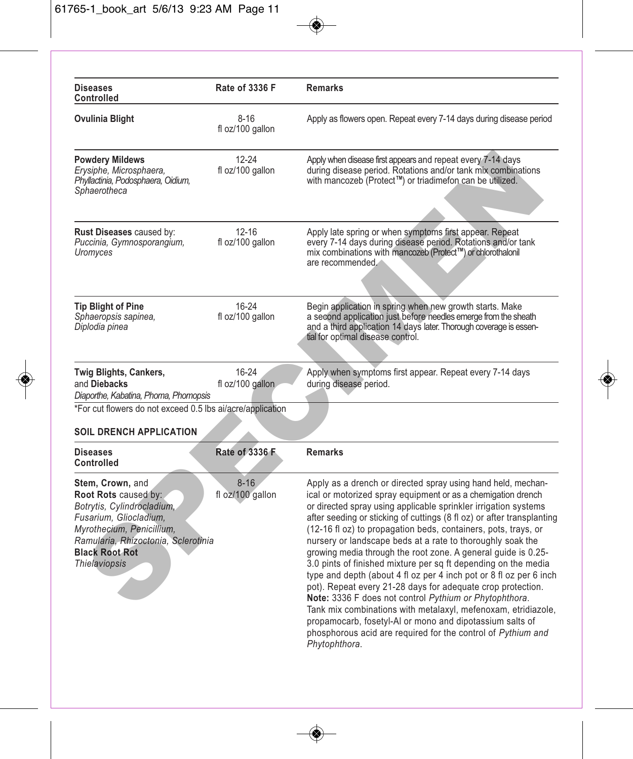| Diseases Controlled | Rate of 3336 F | Remarks |
| --- | --- | --- |
| **Ovulinia Blight** | 8-16 fl oz/100 gallon | Apply as flowers open. Repeat every 7-14 days during disease period |
| **Powdery Mildews** *Erysiphe, Microsphaera, Phyllactinia, Podosphaera, Oidium, Sphaerotheca* | 12-24 fl oz/100 gallon | Apply when disease first appears and repeat every 7-14 days during disease period. Rotations and/or tank mix combinations with mancozeb (Protect™) or triadimefon can be utilized. |
| **Rust Diseases** caused by: *Puccinia, Gymnosporangium, Uromyces* | 12-16 fl oz/100 gallon | Apply late spring or when symptoms first appear. Repeat every 7-14 days during disease period. Rotations and/or tank mix combinations with mancozeb (Protect™) or chlorothalonil are recommended. |
| **Tip Blight of Pine** *Sphaeropsis sapinea, Diplodia pinea* | 16-24 fl oz/100 gallon | Begin application in spring when new growth starts. Make a second application just before needles emerge from the sheath and a third application 14 days later. Thorough coverage is essential for optimal disease control. |
| **Twig Blights, Cankers,** and **Diebacks** *Diaporthe, Kabatina, Phoma, Phomopsis* | 16-24 fl oz/100 gallon | Apply when symptoms first appear. Repeat every 7-14 days during disease period. |

*For cut flowers do not exceed 0.5 lbs ai/acre/application

## SOIL DRENCH APPLICATION

| Diseases Controlled | Rate of 3336 F | Remarks |
| --- | --- | --- |
| **Stem, Crown,** and **Root Rots** caused by: *Botrytis, Cylindrocladium, Fusarium, Gliocladium, Myrothecium, Penicillium, Ramularia, Rhizoctonia, Sclerotinia* **Black Root Rot** *Thielaviopsis* | 8-16 fl oz/100 gallon | Apply as a drench or directed spray using hand held, mechanical or motorized spray equipment or as a chemigation drench or directed spray using applicable sprinkler irrigation systems after seeding or sticking of cuttings (8 fl oz) or after transplanting (12-16 fl oz) to propagation beds, containers, pots, trays, or nursery or landscape beds at a rate to thoroughly soak the growing media through the root zone. A general guide is 0.25-3.0 pints of finished mixture per sq ft depending on the media type and depth (about 4 fl oz per 4 inch pot or 8 fl oz per 6 inch pot). Repeat every 21-28 days for adequate crop protection. **Note:** 3336 F does not control *Pythium or Phytophthora*. Tank mix combinations with metalaxyl, mefenoxam, etridiazole, propamocarb, fosetyl-Al or mono and dipotassium salts of phosphorous acid are required for the control of *Pythium and Phytophthora*. |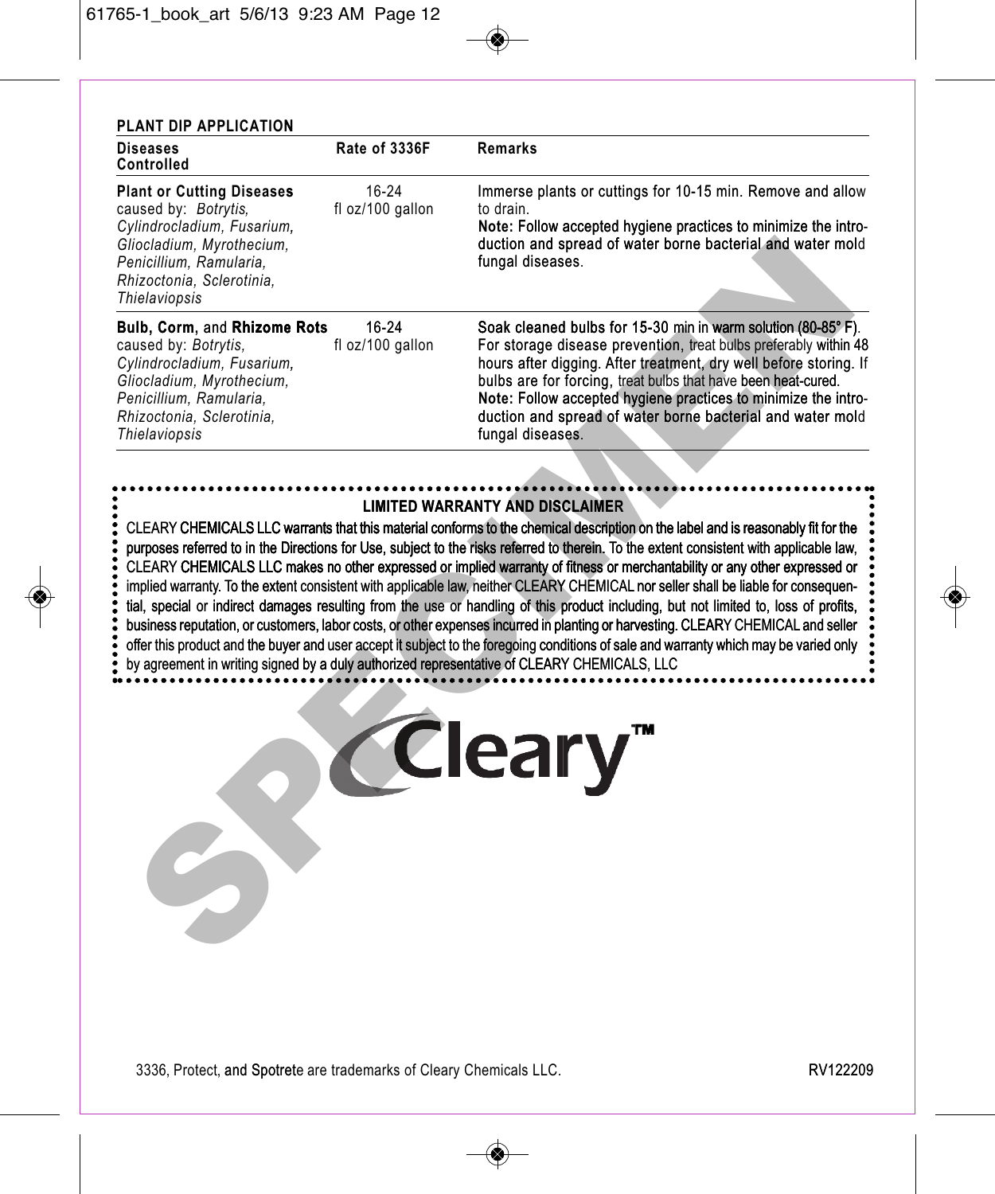## PLANT DIP APPLICATION

| Diseases Controlled | Rate of 3336F | Remarks |
|---|---|---|
| **Plant or Cutting Diseases** caused by: *Botrytis, Cylindrocladium, Fusarium, Gliocladium, Myrothecium, Penicillium, Ramularia, Rhizoctonia, Sclerotinia, Thielaviopsis* | 16-24 fl oz/100 gallon | Immerse plants or cuttings for 10-15 min. Remove and allow to drain. **Note:** Follow accepted hygiene practices to minimize the introduction and spread of water borne bacterial and water mold fungal diseases. |
| **Bulb, Corm,** and **Rhizome Rots** caused by: *Botrytis, Cylindrocladium, Fusarium, Gliocladium, Myrothecium, Penicillium, Ramularia, Rhizoctonia, Sclerotinia, Thielaviopsis* | 16-24 fl oz/100 gallon | Soak cleaned bulbs for 15-30 min in warm solution (80-85° F). For storage disease prevention, treat bulbs preferably within 48 hours after digging. After treatment, dry well before storing. If bulbs are for forcing, treat bulbs that have been heat-cured. **Note:** Follow accepted hygiene practices to minimize the introduction and spread of water borne bacterial and water mold fungal diseases. |

### LIMITED WARRANTY AND DISCLAIMER

CLEARY CHEMICALS LLC warrants that this material conforms to the chemical description on the label and is reasonably fit for the purposes referred to in the Directions for Use, subject to the risks referred to therein. To the extent consistent with applicable law, CLEARY CHEMICALS LLC makes no other expressed or implied warranty of fitness or merchantability or any other expressed or implied warranty. To the extent consistent with applicable law, neither CLEARY CHEMICAL nor seller shall be liable for consequential, special or indirect damages resulting from the use or handling of this product including, but not limited to, loss of profits, business reputation, or customers, labor costs, or other expenses incurred in planting or harvesting. CLEARY CHEMICAL and seller offer this product and the buyer and user accept it subject to the foregoing conditions of sale and warranty which may be varied only by agreement in writing signed by a duly authorized representative of CLEARY CHEMICALS, LLC

Cleary™

SPECIMEN

3336, Protect, and Spotrete are trademarks of Cleary Chemicals LLC.

RV122209